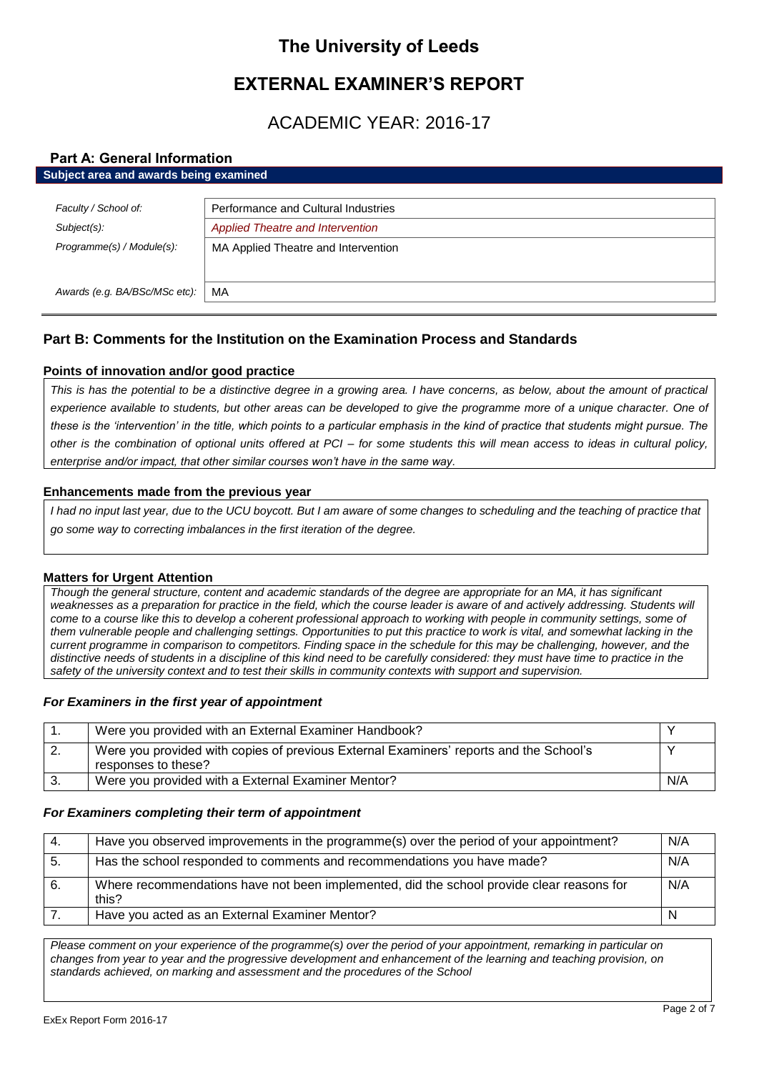# The University of Leeds

# EXTERNAL EXAMINER'S REPORT

## ACADEMIC YEAR: 2016-17

### Part A: General Information

**Subject area and awards being examined**

| | |
|---|---|
| *Faculty / School of:* | Performance and Cultural Industries |
| *Subject(s):* | *Applied Theatre and Intervention* |
| *Programme(s) / Module(s):* | MA Applied Theatre and Intervention |
| *Awards (e.g. BA/BSc/MSc etc):* | MA |

### Part B: Comments for the Institution on the Examination Process and Standards

**Points of innovation and/or good practice**

*This is has the potential to be a distinctive degree in a growing area. I have concerns, as below, about the amount of practical experience available to students, but other areas can be developed to give the programme more of a unique character. One of these is the 'intervention' in the title, which points to a particular emphasis in the kind of practice that students might pursue. The other is the combination of optional units offered at PCI – for some students this will mean access to ideas in cultural policy, enterprise and/or impact, that other similar courses won't have in the same way.*

**Enhancements made from the previous year**

*I had no input last year, due to the UCU boycott. But I am aware of some changes to scheduling and the teaching of practice that go some way to correcting imbalances in the first iteration of the degree.*

**Matters for Urgent Attention**

*Though the general structure, content and academic standards of the degree are appropriate for an MA, it has significant weaknesses as a preparation for practice in the field, which the course leader is aware of and actively addressing. Students will come to a course like this to develop a coherent professional approach to working with people in community settings, some of them vulnerable people and challenging settings. Opportunities to put this practice to work is vital, and somewhat lacking in the current programme in comparison to competitors. Finding space in the schedule for this may be challenging, however, and the distinctive needs of students in a discipline of this kind need to be carefully considered: they must have time to practice in the safety of the university context and to test their skills in community contexts with support and supervision.*

#### *For Examiners in the first year of appointment*

| | | |
|---|---|---|
| 1. | Were you provided with an External Examiner Handbook? | Y |
| 2. | Were you provided with copies of previous External Examiners' reports and the School's responses to these? | Y |
| 3. | Were you provided with a External Examiner Mentor? | N/A |

#### *For Examiners completing their term of appointment*

| | | |
|---|---|---|
| 4. | Have you observed improvements in the programme(s) over the period of your appointment? | N/A |
| 5. | Has the school responded to comments and recommendations you have made? | N/A |
| 6. | Where recommendations have not been implemented, did the school provide clear reasons for this? | N/A |
| 7. | Have you acted as an External Examiner Mentor? | N |

*Please comment on your experience of the programme(s) over the period of your appointment, remarking in particular on changes from year to year and the progressive development and enhancement of the learning and teaching provision, on standards achieved, on marking and assessment and the procedures of the School*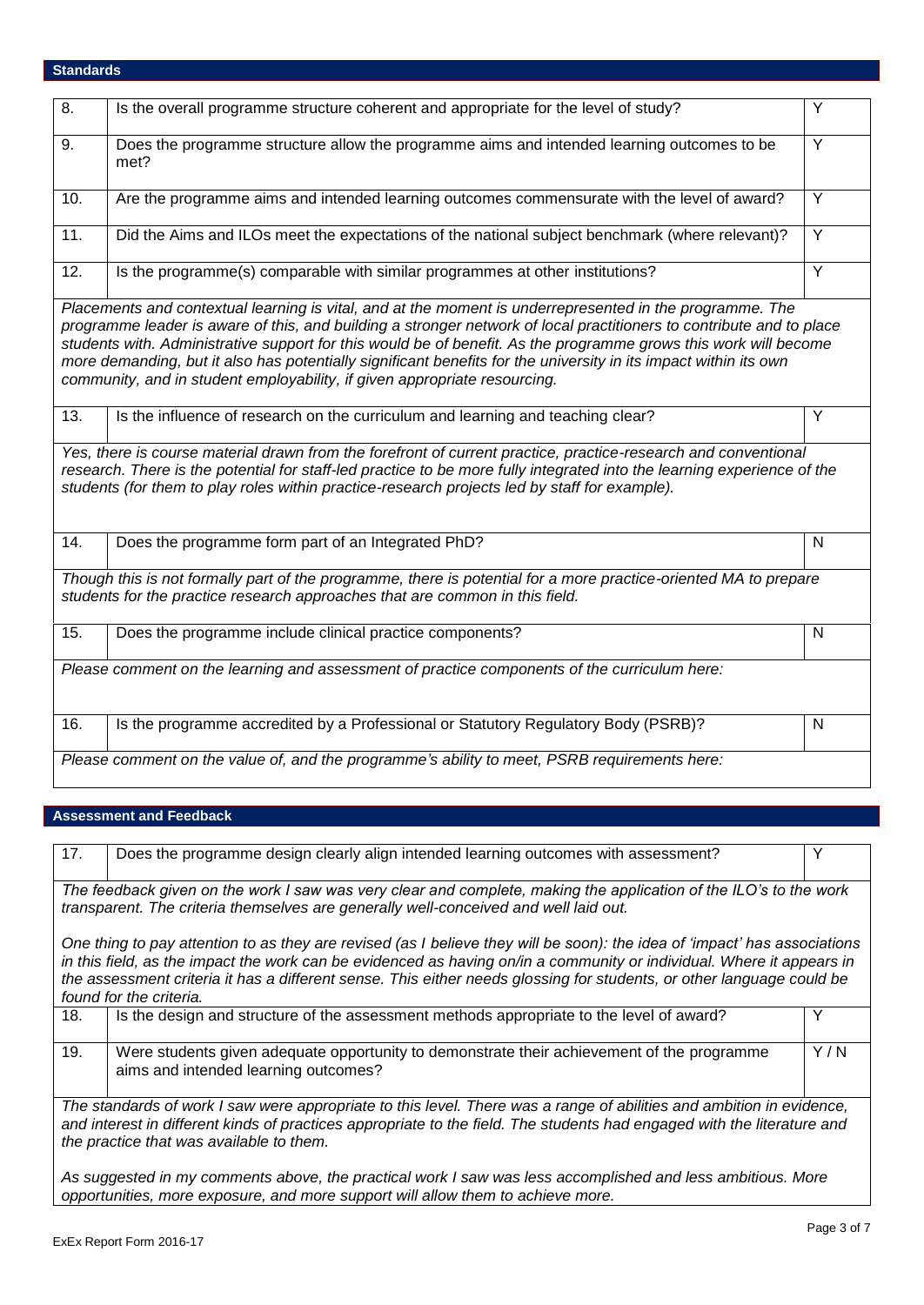## Standards

| | | |
|---|---|---|
| 8. | Is the overall programme structure coherent and appropriate for the level of study? | Y |
| 9. | Does the programme structure allow the programme aims and intended learning outcomes to be met? | Y |
| 10. | Are the programme aims and intended learning outcomes commensurate with the level of award? | Y |
| 11. | Did the Aims and ILOs meet the expectations of the national subject benchmark (where relevant)? | Y |
| 12. | Is the programme(s) comparable with similar programmes at other institutions? | Y |

*Placements and contextual learning is vital, and at the moment is underrepresented in the programme. The programme leader is aware of this, and building a stronger network of local practitioners to contribute and to place students with. Administrative support for this would be of benefit. As the programme grows this work will become more demanding, but it also has potentially significant benefits for the university in its impact within its own community, and in student employability, if given appropriate resourcing.*

| | | |
|---|---|---|
| 13. | Is the influence of research on the curriculum and learning and teaching clear? | Y |

*Yes, there is course material drawn from the forefront of current practice, practice-research and conventional research. There is the potential for staff-led practice to be more fully integrated into the learning experience of the students (for them to play roles within practice-research projects led by staff for example).*

| | | |
|---|---|---|
| 14. | Does the programme form part of an Integrated PhD? | N |

*Though this is not formally part of the programme, there is potential for a more practice-oriented MA to prepare students for the practice research approaches that are common in this field.*

| | | |
|---|---|---|
| 15. | Does the programme include clinical practice components? | N |

*Please comment on the learning and assessment of practice components of the curriculum here:*

| | | |
|---|---|---|
| 16. | Is the programme accredited by a Professional or Statutory Regulatory Body (PSRB)? | N |

*Please comment on the value of, and the programme's ability to meet, PSRB requirements here:*

## Assessment and Feedback

| | | |
|---|---|---|
| 17. | Does the programme design clearly align intended learning outcomes with assessment? | Y |

*The feedback given on the work I saw was very clear and complete, making the application of the ILO's to the work transparent. The criteria themselves are generally well-conceived and well laid out.*

*One thing to pay attention to as they are revised (as I believe they will be soon): the idea of 'impact' has associations in this field, as the impact the work can be evidenced as having on/in a community or individual. Where it appears in the assessment criteria it has a different sense. This either needs glossing for students, or other language could be found for the criteria.*

| | | |
|---|---|---|
| 18. | Is the design and structure of the assessment methods appropriate to the level of award? | Y |
| 19. | Were students given adequate opportunity to demonstrate their achievement of the programme aims and intended learning outcomes? | Y / N |

*The standards of work I saw were appropriate to this level. There was a range of abilities and ambition in evidence, and interest in different kinds of practices appropriate to the field. The students had engaged with the literature and the practice that was available to them.*

*As suggested in my comments above, the practical work I saw was less accomplished and less ambitious. More opportunities, more exposure, and more support will allow them to achieve more.*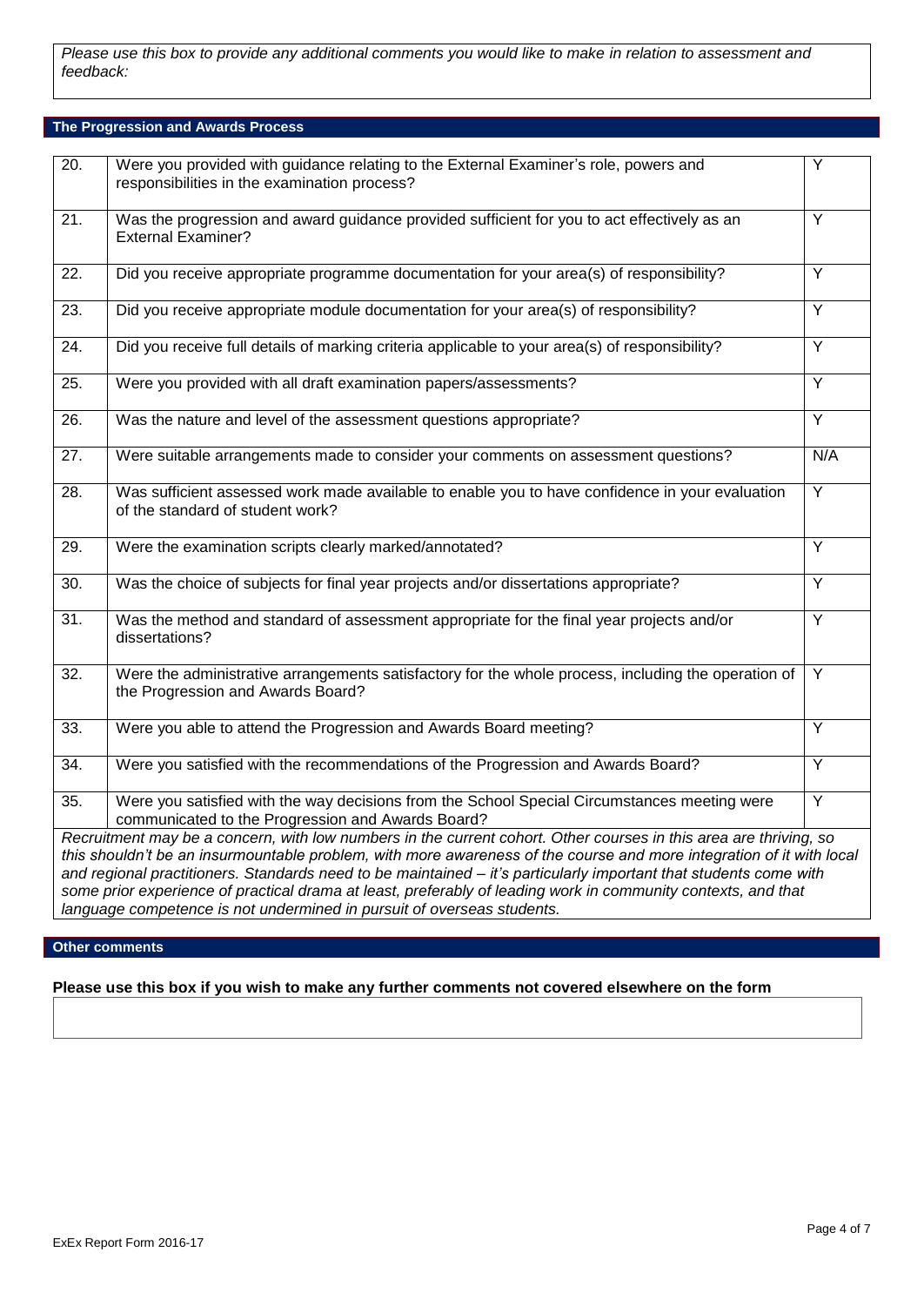*Please use this box to provide any additional comments you would like to make in relation to assessment and feedback:*

## The Progression and Awards Process

| | | |
|---|---|---|
| 20. | Were you provided with guidance relating to the External Examiner's role, powers and responsibilities in the examination process? | Y |
| 21. | Was the progression and award guidance provided sufficient for you to act effectively as an External Examiner? | Y |
| 22. | Did you receive appropriate programme documentation for your area(s) of responsibility? | Y |
| 23. | Did you receive appropriate module documentation for your area(s) of responsibility? | Y |
| 24. | Did you receive full details of marking criteria applicable to your area(s) of responsibility? | Y |
| 25. | Were you provided with all draft examination papers/assessments? | Y |
| 26. | Was the nature and level of the assessment questions appropriate? | Y |
| 27. | Were suitable arrangements made to consider your comments on assessment questions? | N/A |
| 28. | Was sufficient assessed work made available to enable you to have confidence in your evaluation of the standard of student work? | Y |
| 29. | Were the examination scripts clearly marked/annotated? | Y |
| 30. | Was the choice of subjects for final year projects and/or dissertations appropriate? | Y |
| 31. | Was the method and standard of assessment appropriate for the final year projects and/or dissertations? | Y |
| 32. | Were the administrative arrangements satisfactory for the whole process, including the operation of the Progression and Awards Board? | Y |
| 33. | Were you able to attend the Progression and Awards Board meeting? | Y |
| 34. | Were you satisfied with the recommendations of the Progression and Awards Board? | Y |
| 35. | Were you satisfied with the way decisions from the School Special Circumstances meeting were communicated to the Progression and Awards Board? | Y |

*Recruitment may be a concern, with low numbers in the current cohort. Other courses in this area are thriving, so this shouldn't be an insurmountable problem, with more awareness of the course and more integration of it with local and regional practitioners. Standards need to be maintained – it's particularly important that students come with some prior experience of practical drama at least, preferably of leading work in community contexts, and that language competence is not undermined in pursuit of overseas students.*

## Other comments

**Please use this box if you wish to make any further comments not covered elsewhere on the form**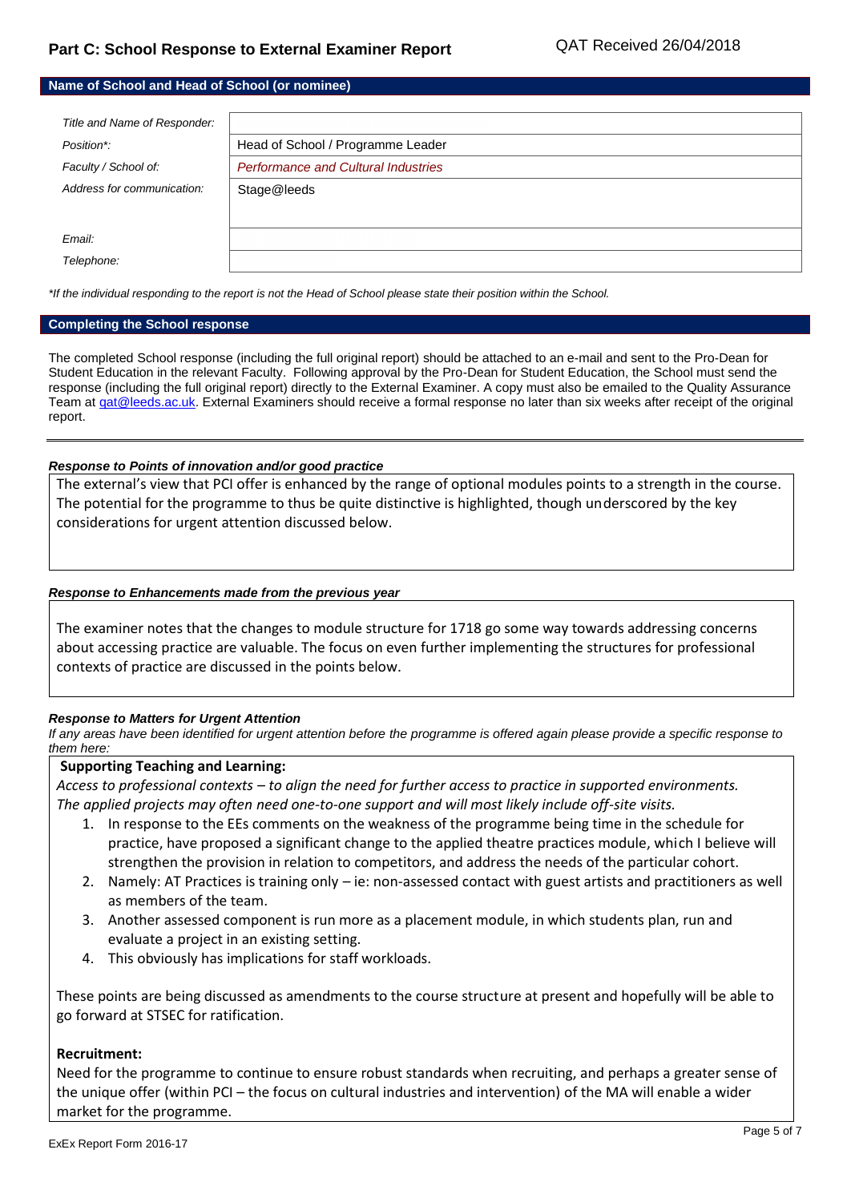## Part C: School Response to External Examiner Report

QAT Received 26/04/2018

### Name of School and Head of School (or nominee)

| | |
|---|---|
| *Title and Name of Responder:* | |
| *Position\*:* | Head of School / Programme Leader |
| *Faculty / School of:* | *Performance and Cultural Industries* |
| *Address for communication:* | Stage@leeds |
| *Email:* | |
| *Telephone:* | |

*\*If the individual responding to the report is not the Head of School please state their position within the School.*

### Completing the School response

The completed School response (including the full original report) should be attached to an e-mail and sent to the Pro-Dean for Student Education in the relevant Faculty. Following approval by the Pro-Dean for Student Education, the School must send the response (including the full original report) directly to the External Examiner. A copy must also be emailed to the Quality Assurance Team at qat@leeds.ac.uk. External Examiners should receive a formal response no later than six weeks after receipt of the original report.

---

***Response to Points of innovation and/or good practice***

The external's view that PCI offer is enhanced by the range of optional modules points to a strength in the course. The potential for the programme to thus be quite distinctive is highlighted, though underscored by the key considerations for urgent attention discussed below.

***Response to Enhancements made from the previous year***

The examiner notes that the changes to module structure for 1718 go some way towards addressing concerns about accessing practice are valuable. The focus on even further implementing the structures for professional contexts of practice are discussed in the points below.

***Response to Matters for Urgent Attention***

*If any areas have been identified for urgent attention before the programme is offered again please provide a specific response to them here:*

**Supporting Teaching and Learning:**

*Access to professional contexts – to align the need for further access to practice in supported environments. The applied projects may often need one-to-one support and will most likely include off-site visits.*

1. In response to the EEs comments on the weakness of the programme being time in the schedule for practice, have proposed a significant change to the applied theatre practices module, which I believe will strengthen the provision in relation to competitors, and address the needs of the particular cohort.
2. Namely: AT Practices is training only – ie: non-assessed contact with guest artists and practitioners as well as members of the team.
3. Another assessed component is run more as a placement module, in which students plan, run and evaluate a project in an existing setting.
4. This obviously has implications for staff workloads.

These points are being discussed as amendments to the course structure at present and hopefully will be able to go forward at STSEC for ratification.

**Recruitment:**

Need for the programme to continue to ensure robust standards when recruiting, and perhaps a greater sense of the unique offer (within PCI – the focus on cultural industries and intervention) of the MA will enable a wider market for the programme.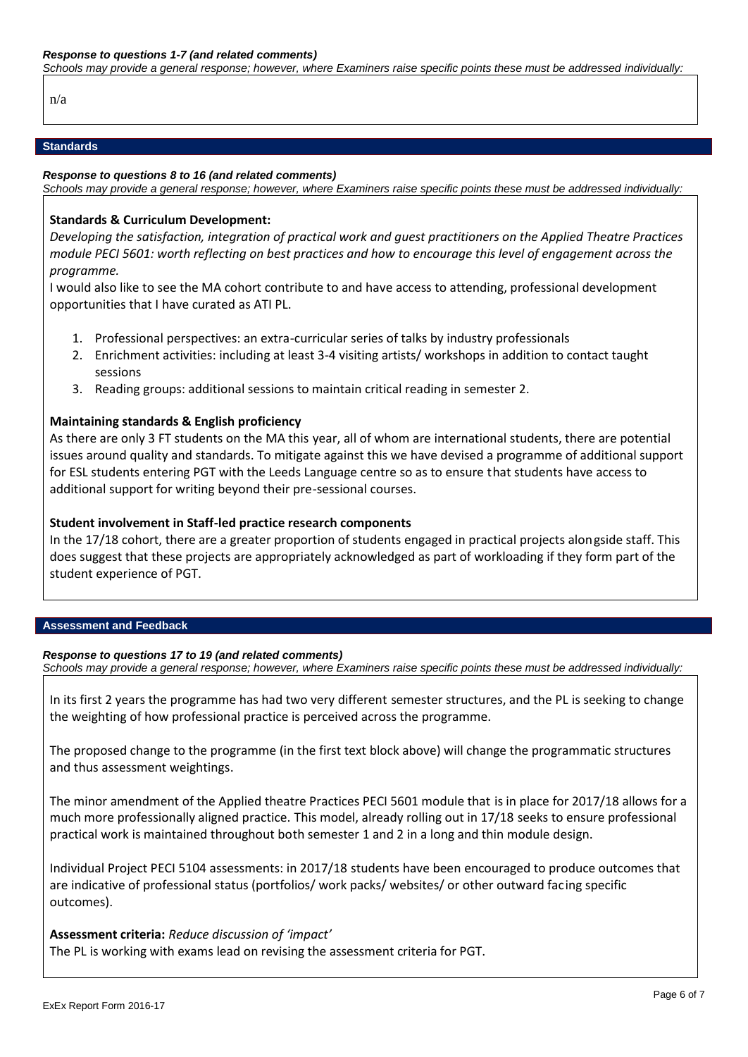*Response to questions 1-7 (and related comments)*

*Schools may provide a general response; however, where Examiners raise specific points these must be addressed individually:*

n/a

## Standards

*Response to questions 8 to 16 (and related comments)*

*Schools may provide a general response; however, where Examiners raise specific points these must be addressed individually:*

**Standards & Curriculum Development:**

*Developing the satisfaction, integration of practical work and guest practitioners on the Applied Theatre Practices module PECI 5601: worth reflecting on best practices and how to encourage this level of engagement across the programme.*

I would also like to see the MA cohort contribute to and have access to attending, professional development opportunities that I have curated as ATI PL.

1. Professional perspectives: an extra-curricular series of talks by industry professionals
2. Enrichment activities: including at least 3-4 visiting artists/ workshops in addition to contact taught sessions
3. Reading groups: additional sessions to maintain critical reading in semester 2.

**Maintaining standards & English proficiency**

As there are only 3 FT students on the MA this year, all of whom are international students, there are potential issues around quality and standards. To mitigate against this we have devised a programme of additional support for ESL students entering PGT with the Leeds Language centre so as to ensure that students have access to additional support for writing beyond their pre-sessional courses.

**Student involvement in Staff-led practice research components**

In the 17/18 cohort, there are a greater proportion of students engaged in practical projects alongside staff. This does suggest that these projects are appropriately acknowledged as part of workloading if they form part of the student experience of PGT.

## Assessment and Feedback

*Response to questions 17 to 19 (and related comments)*

*Schools may provide a general response; however, where Examiners raise specific points these must be addressed individually:*

In its first 2 years the programme has had two very different semester structures, and the PL is seeking to change the weighting of how professional practice is perceived across the programme.

The proposed change to the programme (in the first text block above) will change the programmatic structures and thus assessment weightings.

The minor amendment of the Applied theatre Practices PECI 5601 module that is in place for 2017/18 allows for a much more professionally aligned practice. This model, already rolling out in 17/18 seeks to ensure professional practical work is maintained throughout both semester 1 and 2 in a long and thin module design.

Individual Project PECI 5104 assessments: in 2017/18 students have been encouraged to produce outcomes that are indicative of professional status (portfolios/ work packs/ websites/ or other outward facing specific outcomes).

**Assessment criteria:** *Reduce discussion of 'impact'*

The PL is working with exams lead on revising the assessment criteria for PGT.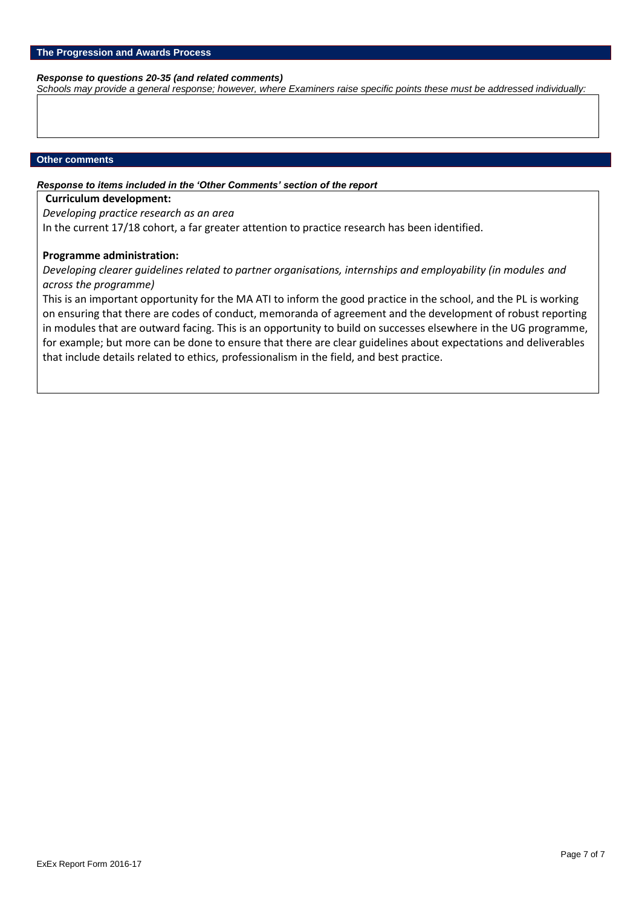## The Progression and Awards Process

***Response to questions 20-35 (and related comments)***

*Schools may provide a general response; however, where Examiners raise specific points these must be addressed individually:*

## Other comments

***Response to items included in the 'Other Comments' section of the report***

**Curriculum development:**

*Developing practice research as an area*

In the current 17/18 cohort, a far greater attention to practice research has been identified.

**Programme administration:**

*Developing clearer guidelines related to partner organisations, internships and employability (in modules and across the programme)*

This is an important opportunity for the MA ATI to inform the good practice in the school, and the PL is working on ensuring that there are codes of conduct, memoranda of agreement and the development of robust reporting in modules that are outward facing. This is an opportunity to build on successes elsewhere in the UG programme, for example; but more can be done to ensure that there are clear guidelines about expectations and deliverables that include details related to ethics, professionalism in the field, and best practice.